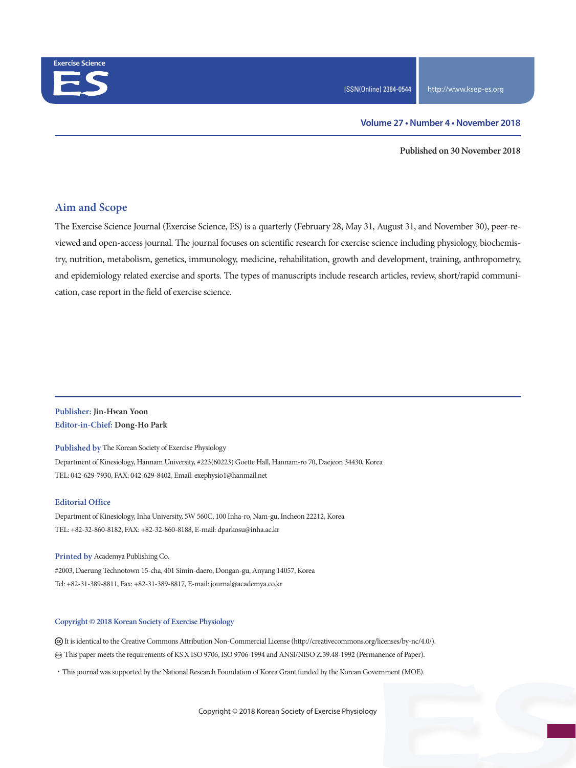Exercise Science

ES

ISSN(Online) 2384-0544

http://www.ksep-es.org

Volume 27 • Number 4 • November 2018

**Published on 30 November 2018**

## Aim and Scope

The Exercise Science Journal (Exercise Science, ES) is a quarterly (February 28, May 31, August 31, and November 30), peer-reviewed and open-access journal. The journal focuses on scientific research for exercise science including physiology, biochemistry, nutrition, metabolism, genetics, immunology, medicine, rehabilitation, growth and development, training, anthropometry, and epidemiology related exercise and sports. The types of manuscripts include research articles, review, short/rapid communication, case report in the field of exercise science.

**Publisher:** **Jin-Hwan Yoon**
**Editor-in-Chief:** **Dong-Ho Park**

**Published by** The Korean Society of Exercise Physiology
Department of Kinesiology, Hannam University, #223(60223) Goette Hall, Hannam-ro 70, Daejeon 34430, Korea
TEL: 042-629-7930, FAX: 042-629-8402, Email: exephysio1@hanmail.net

**Editorial Office**
Department of Kinesiology, Inha University, 5W 560C, 100 Inha-ro, Nam-gu, Incheon 22212, Korea
TEL: +82-32-860-8182, FAX: +82-32-860-8188, E-mail: dparkosu@inha.ac.kr

**Printed by** Academya Publishing Co.
#2003, Daerung Technotown 15-cha, 401 Simin-daero, Dongan-gu, Anyang 14057, Korea
Tel: +82-31-389-8811, Fax: +82-31-389-8817, E-mail: journal@academya.co.kr

**Copyright © 2018 Korean Society of Exercise Physiology**

It is identical to the Creative Commons Attribution Non-Commercial License (http://creativecommons.org/licenses/by-nc/4.0/).

This paper meets the requirements of KS X ISO 9706, ISO 9706-1994 and ANSI/NISO Z.39.48-1992 (Permanence of Paper).

- This journal was supported by the National Research Foundation of Korea Grant funded by the Korean Government (MOE).

Copyright © 2018 Korean Society of Exercise Physiology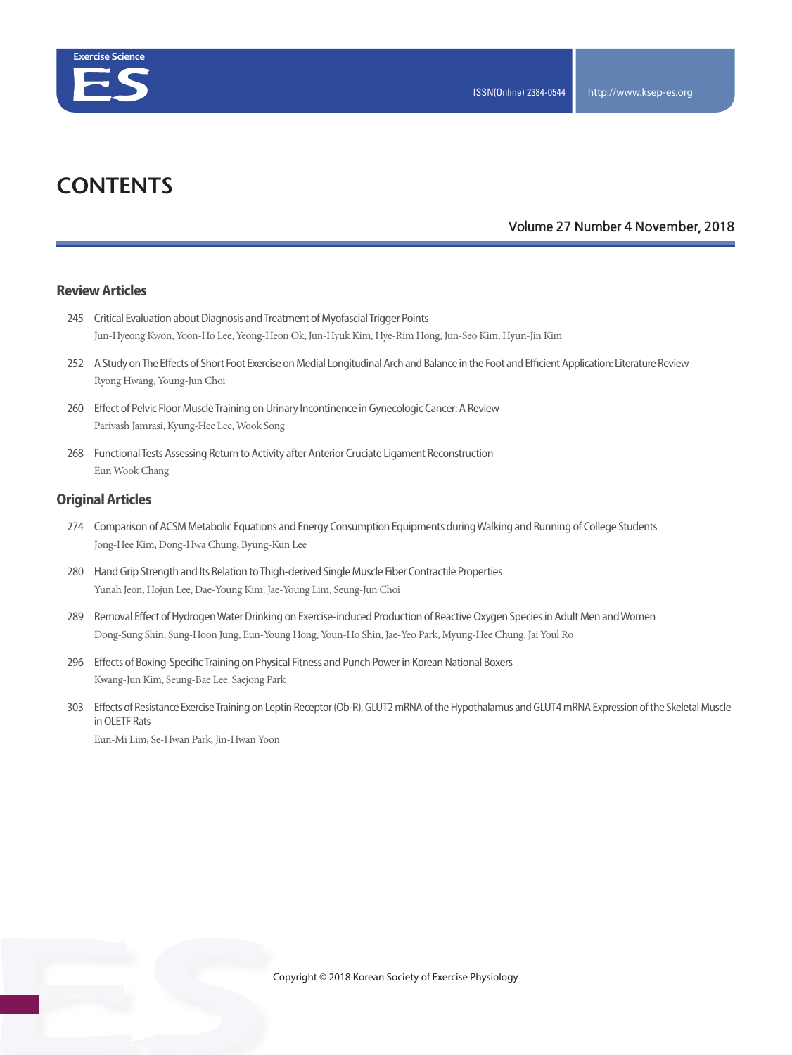# CONTENTS

Volume 27 Number 4 November, 2018

## Review Articles

245 Critical Evaluation about Diagnosis and Treatment of Myofascial Trigger Points
Jun-Hyeong Kwon, Yoon-Ho Lee, Yeong-Heon Ok, Jun-Hyuk Kim, Hye-Rim Hong, Jun-Seo Kim, Hyun-Jin Kim

252 A Study on The Effects of Short Foot Exercise on Medial Longitudinal Arch and Balance in the Foot and Efficient Application: Literature Review
Ryong Hwang, Young-Jun Choi

260 Effect of Pelvic Floor Muscle Training on Urinary Incontinence in Gynecologic Cancer: A Review
Parivash Jamrasi, Kyung-Hee Lee, Wook Song

268 Functional Tests Assessing Return to Activity after Anterior Cruciate Ligament Reconstruction
Eun Wook Chang

## Original Articles

274 Comparison of ACSM Metabolic Equations and Energy Consumption Equipments during Walking and Running of College Students
Jong-Hee Kim, Dong-Hwa Chung, Byung-Kun Lee

280 Hand Grip Strength and Its Relation to Thigh-derived Single Muscle Fiber Contractile Properties
Yunah Jeon, Hojun Lee, Dae-Young Kim, Jae-Young Lim, Seung-Jun Choi

289 Removal Effect of Hydrogen Water Drinking on Exercise-induced Production of Reactive Oxygen Species in Adult Men and Women
Dong-Sung Shin, Sung-Hoon Jung, Eun-Young Hong, Youn-Ho Shin, Jae-Yeo Park, Myung-Hee Chung, Jai Youl Ro

296 Effects of Boxing-Specific Training on Physical Fitness and Punch Power in Korean National Boxers
Kwang-Jun Kim, Seung-Bae Lee, Saejong Park

303 Effects of Resistance Exercise Training on Leptin Receptor (Ob-R), GLUT2 mRNA of the Hypothalamus and GLUT4 mRNA Expression of the Skeletal Muscle in OLETF Rats
Eun-Mi Lim, Se-Hwan Park, Jin-Hwan Yoon

Copyright © 2018 Korean Society of Exercise Physiology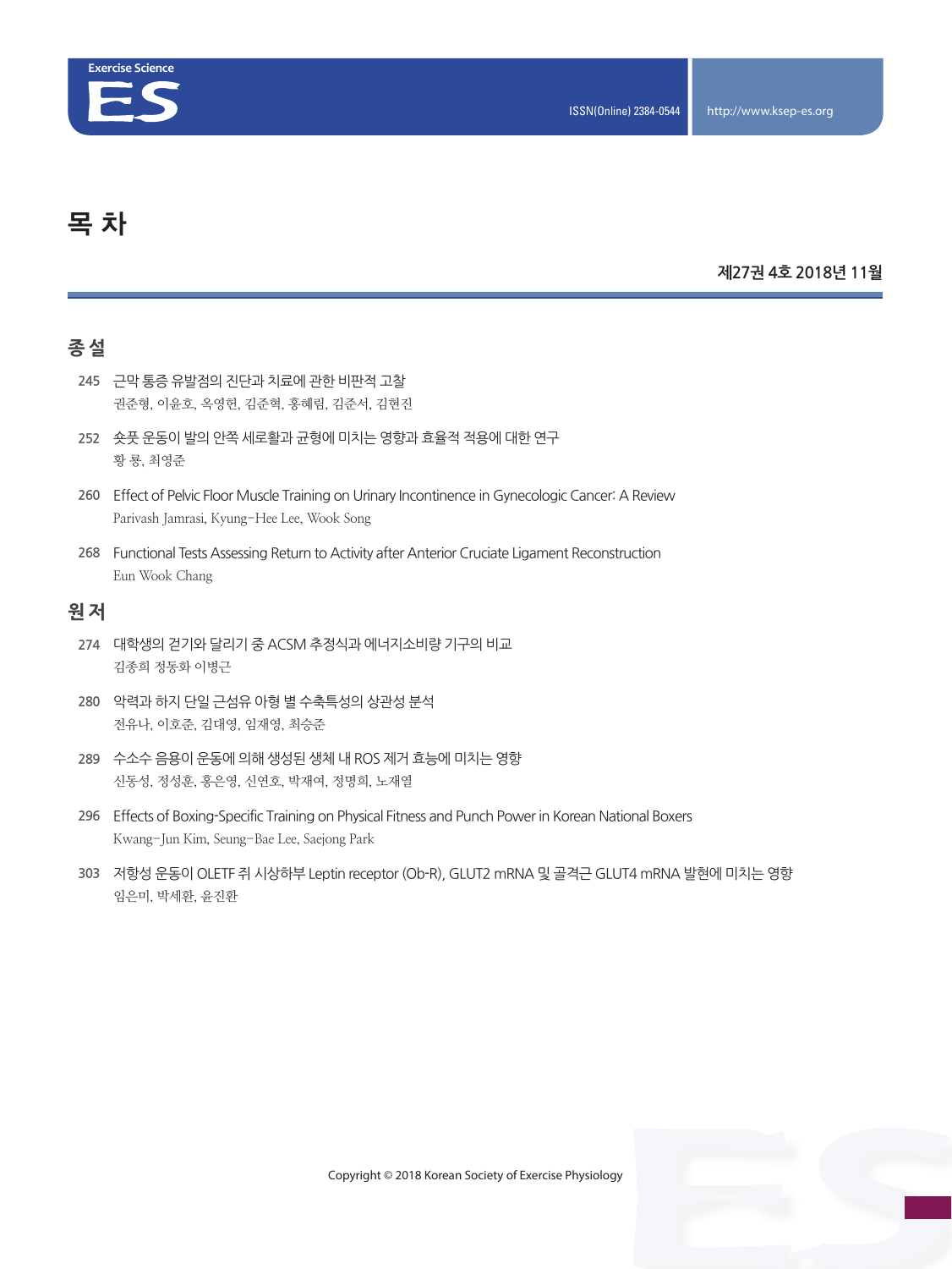# 목 차

**제27권 4호 2018년 11월**

## 종 설

245 근막 통증 유발점의 진단과 치료에 관한 비판적 고찰
권준형, 이윤호, 옥영헌, 김준혁, 홍혜림, 김준서, 김현진

252 숏풋 운동이 발의 안쪽 세로활과 균형에 미치는 영향과 효율적 적용에 대한 연구
황 룡, 최영준

260 Effect of Pelvic Floor Muscle Training on Urinary Incontinence in Gynecologic Cancer: A Review
Parivash Jamrasi, Kyung-Hee Lee, Wook Song

268 Functional Tests Assessing Return to Activity after Anterior Cruciate Ligament Reconstruction
Eun Wook Chang

## 원 저

274 대학생의 걷기와 달리기 중 ACSM 추정식과 에너지소비량 기구의 비교
김종희 정동화 이병근

280 악력과 하지 단일 근섬유 아형 별 수축특성의 상관성 분석
전유나, 이호준, 김대영, 임재영, 최승준

289 수소수 음용이 운동에 의해 생성된 생체 내 ROS 제거 효능에 미치는 영향
신동성, 정성훈, 홍은영, 신연호, 박재여, 정명희, 노재열

296 Effects of Boxing-Specific Training on Physical Fitness and Punch Power in Korean National Boxers
Kwang-Jun Kim, Seung-Bae Lee, Saejong Park

303 저항성 운동이 OLETF 쥐 시상하부 Leptin receptor (Ob-R), GLUT2 mRNA 및 골격근 GLUT4 mRNA 발현에 미치는 영향
임은미, 박세환, 윤진환

Copyright © 2018 Korean Society of Exercise Physiology